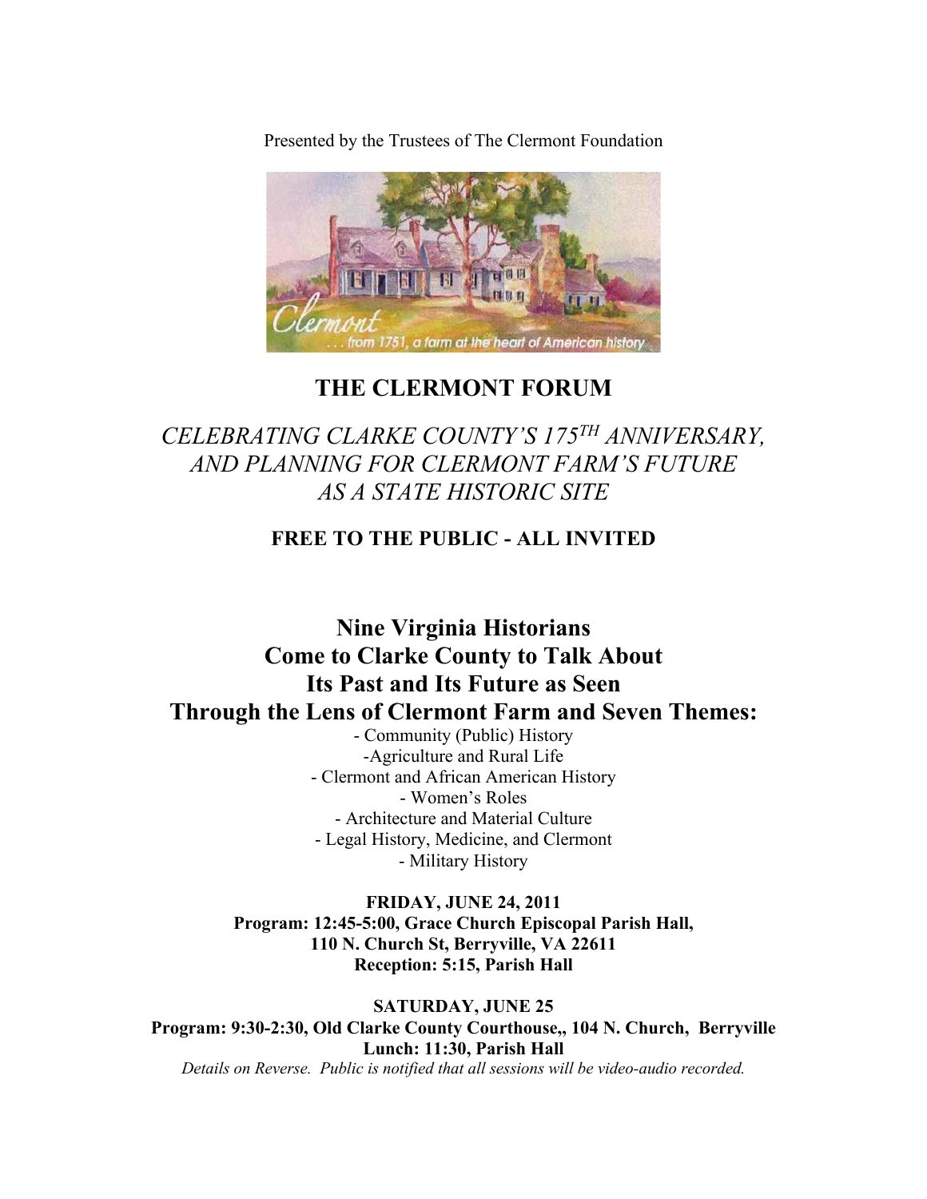Presented by the Trustees of The Clermont Foundation

# THE CLERMONT FORUM

*CELEBRATING CLARKE COUNTY'S 175TH ANNIVERSARY, AND PLANNING FOR CLERMONT FARM'S FUTURE AS A STATE HISTORIC SITE*

**FREE TO THE PUBLIC - ALL INVITED**

## Nine Virginia Historians Come to Clarke County to Talk About Its Past and Its Future as Seen Through the Lens of Clermont Farm and Seven Themes:

- Community (Public) History
- Agriculture and Rural Life
- Clermont and African American History
- Women's Roles
- Architecture and Material Culture
- Legal History, Medicine, and Clermont
- Military History

**FRIDAY, JUNE 24, 2011**
**Program: 12:45-5:00, Grace Church Episcopal Parish Hall, 110 N. Church St, Berryville, VA 22611**
**Reception: 5:15, Parish Hall**

**SATURDAY, JUNE 25**
**Program: 9:30-2:30, Old Clarke County Courthouse,, 104 N. Church, Berryville**
**Lunch: 11:30, Parish Hall**

*Details on Reverse. Public is notified that all sessions will be video-audio recorded.*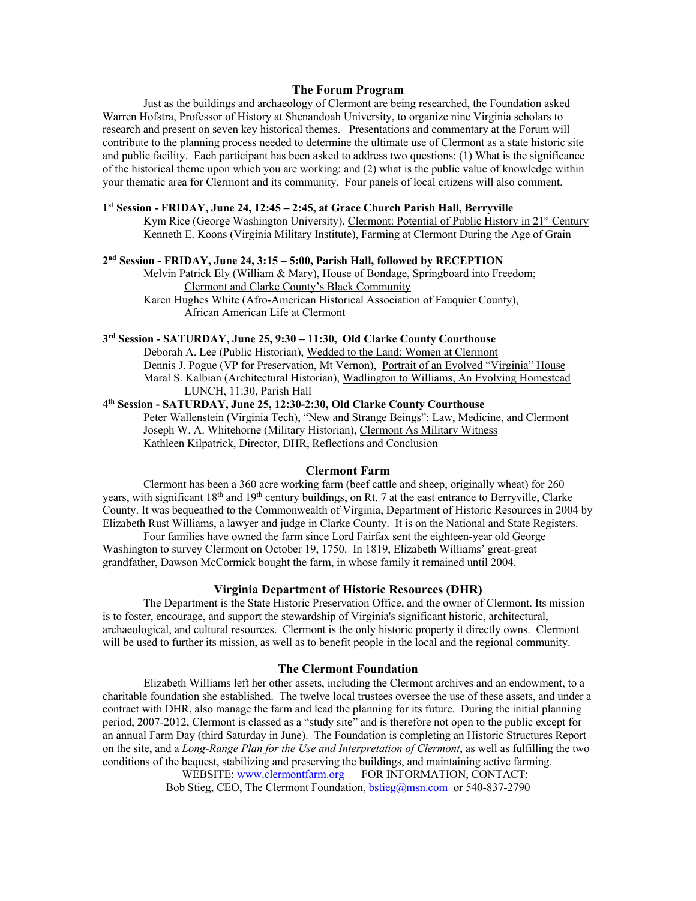## The Forum Program

Just as the buildings and archaeology of Clermont are being researched, the Foundation asked Warren Hofstra, Professor of History at Shenandoah University, to organize nine Virginia scholars to research and present on seven key historical themes. Presentations and commentary at the Forum will contribute to the planning process needed to determine the ultimate use of Clermont as a state historic site and public facility. Each participant has been asked to address two questions: (1) What is the significance of the historical theme upon which you are working; and (2) what is the public value of knowledge within your thematic area for Clermont and its community. Four panels of local citizens will also comment.

**1st Session - FRIDAY, June 24, 12:45 – 2:45, at Grace Church Parish Hall, Berryville**

Kym Rice (George Washington University), Clermont: Potential of Public History in 21st Century
Kenneth E. Koons (Virginia Military Institute), Farming at Clermont During the Age of Grain

**2nd Session - FRIDAY, June 24, 3:15 – 5:00, Parish Hall, followed by RECEPTION**

Melvin Patrick Ely (William & Mary), House of Bondage, Springboard into Freedom; Clermont and Clarke County's Black Community
Karen Hughes White (Afro-American Historical Association of Fauquier County), African American Life at Clermont

**3rd Session - SATURDAY, June 25, 9:30 – 11:30, Old Clarke County Courthouse**

Deborah A. Lee (Public Historian), Wedded to the Land: Women at Clermont
Dennis J. Pogue (VP for Preservation, Mt Vernon), Portrait of an Evolved "Virginia" House
Maral S. Kalbian (Architectural Historian), Wadlington to Williams, An Evolving Homestead
LUNCH, 11:30, Parish Hall

**4th Session - SATURDAY, June 25, 12:30-2:30, Old Clarke County Courthouse**

Peter Wallenstein (Virginia Tech), "New and Strange Beings": Law, Medicine, and Clermont
Joseph W. A. Whitehorne (Military Historian), Clermont As Military Witness
Kathleen Kilpatrick, Director, DHR, Reflections and Conclusion

## Clermont Farm

Clermont has been a 360 acre working farm (beef cattle and sheep, originally wheat) for 260 years, with significant 18th and 19th century buildings, on Rt. 7 at the east entrance to Berryville, Clarke County. It was bequeathed to the Commonwealth of Virginia, Department of Historic Resources in 2004 by Elizabeth Rust Williams, a lawyer and judge in Clarke County. It is on the National and State Registers.

Four families have owned the farm since Lord Fairfax sent the eighteen-year old George Washington to survey Clermont on October 19, 1750. In 1819, Elizabeth Williams' great-great grandfather, Dawson McCormick bought the farm, in whose family it remained until 2004.

## Virginia Department of Historic Resources (DHR)

The Department is the State Historic Preservation Office, and the owner of Clermont. Its mission is to foster, encourage, and support the stewardship of Virginia's significant historic, architectural, archaeological, and cultural resources. Clermont is the only historic property it directly owns. Clermont will be used to further its mission, as well as to benefit people in the local and the regional community.

## The Clermont Foundation

Elizabeth Williams left her other assets, including the Clermont archives and an endowment, to a charitable foundation she established. The twelve local trustees oversee the use of these assets, and under a contract with DHR, also manage the farm and lead the planning for its future. During the initial planning period, 2007-2012, Clermont is classed as a "study site" and is therefore not open to the public except for an annual Farm Day (third Saturday in June). The Foundation is completing an Historic Structures Report on the site, and a *Long-Range Plan for the Use and Interpretation of Clermont*, as well as fulfilling the two conditions of the bequest, stabilizing and preserving the buildings, and maintaining active farming.

WEBSITE: www.clermontfarm.org FOR INFORMATION, CONTACT:
Bob Stieg, CEO, The Clermont Foundation, bstieg@msn.com or 540-837-2790